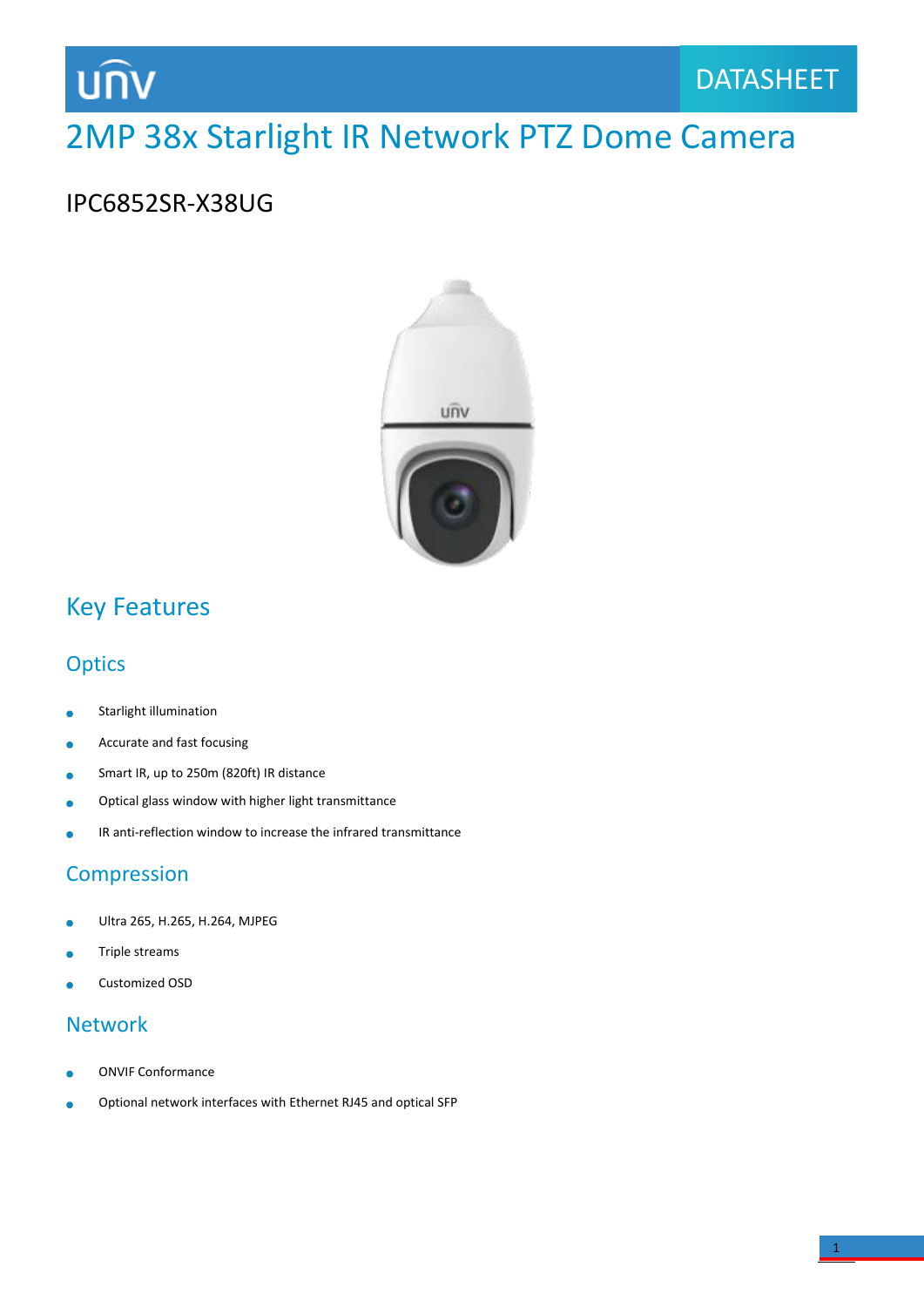UNV

DATASHEET

# 2MP 38x Starlight IR Network PTZ Dome Camera

IPC6852SR-X38UG

## Key Features

### Optics

- Starlight illumination
- Accurate and fast focusing
- Smart IR, up to 250m (820ft) IR distance
- Optical glass window with higher light transmittance
- IR anti-reflection window to increase the infrared transmittance

### Compression

- Ultra 265, H.265, H.264, MJPEG
- Triple streams
- Customized OSD

### Network

- ONVIF Conformance
- Optional network interfaces with Ethernet RJ45 and optical SFP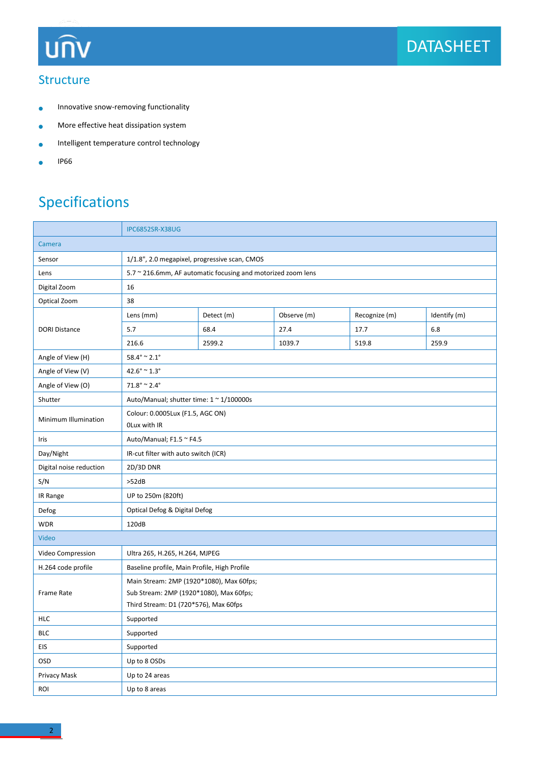## Structure

- Innovative snow-removing functionality
- More effective heat dissipation system
- Intelligent temperature control technology
- IP66

## Specifications

| | IPC6852SR-X38UG | | | | |
|---|---|---|---|---|---|
| **Camera** | | | | | |
| Sensor | 1/1.8", 2.0 megapixel, progressive scan, CMOS | | | | |
| Lens | 5.7 ~ 216.6mm, AF automatic focusing and motorized zoom lens | | | | |
| Digital Zoom | 16 | | | | |
| Optical Zoom | 38 | | | | |
| DORI Distance | Lens (mm) | Detect (m) | Observe (m) | Recognize (m) | Identify (m) |
| | 5.7 | 68.4 | 27.4 | 17.7 | 6.8 |
| | 216.6 | 2599.2 | 1039.7 | 519.8 | 259.9 |
| Angle of View (H) | 58.4° ~ 2.1° | | | | |
| Angle of View (V) | 42.6° ~ 1.3° | | | | |
| Angle of View (O) | 71.8° ~ 2.4° | | | | |
| Shutter | Auto/Manual; shutter time: 1 ~ 1/100000s | | | | |
| Minimum Illumination | Colour: 0.0005Lux (F1.5, AGC ON)<br>0Lux with IR | | | | |
| Iris | Auto/Manual; F1.5 ~ F4.5 | | | | |
| Day/Night | IR-cut filter with auto switch (ICR) | | | | |
| Digital noise reduction | 2D/3D DNR | | | | |
| S/N | >52dB | | | | |
| IR Range | UP to 250m (820ft) | | | | |
| Defog | Optical Defog & Digital Defog | | | | |
| WDR | 120dB | | | | |
| **Video** | | | | | |
| Video Compression | Ultra 265, H.265, H.264, MJPEG | | | | |
| H.264 code profile | Baseline profile, Main Profile, High Profile | | | | |
| Frame Rate | Main Stream: 2MP (1920*1080), Max 60fps;<br>Sub Stream: 2MP (1920*1080), Max 60fps;<br>Third Stream: D1 (720*576), Max 60fps | | | | |
| HLC | Supported | | | | |
| BLC | Supported | | | | |
| EIS | Supported | | | | |
| OSD | Up to 8 OSDs | | | | |
| Privacy Mask | Up to 24 areas | | | | |
| ROI | Up to 8 areas | | | | |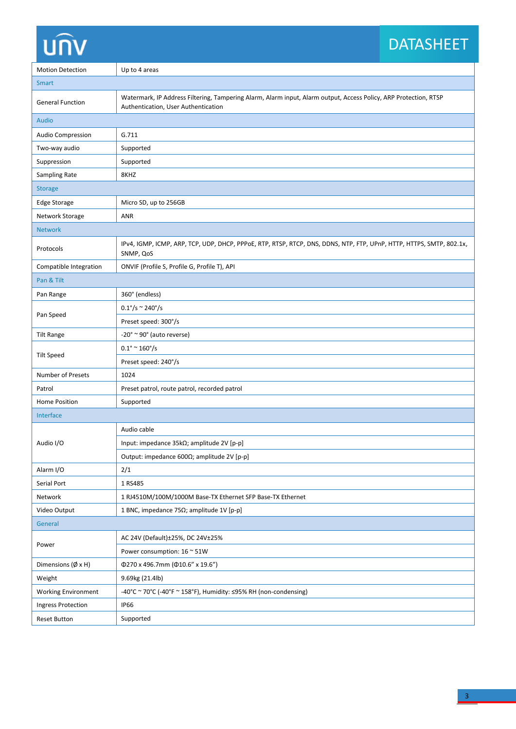| | |
|---|---|
| Motion Detection | Up to 4 areas |
| **Smart** | |
| General Function | Watermark, IP Address Filtering, Tampering Alarm, Alarm input, Alarm output, Access Policy, ARP Protection, RTSP Authentication, User Authentication |
| **Audio** | |
| Audio Compression | G.711 |
| Two-way audio | Supported |
| Suppression | Supported |
| Sampling Rate | 8KHZ |
| **Storage** | |
| Edge Storage | Micro SD, up to 256GB |
| Network Storage | ANR |
| **Network** | |
| Protocols | IPv4, IGMP, ICMP, ARP, TCP, UDP, DHCP, PPPoE, RTP, RTSP, RTCP, DNS, DDNS, NTP, FTP, UPnP, HTTP, HTTPS, SMTP, 802.1x, SNMP, QoS |
| Compatible Integration | ONVIF (Profile S, Profile G, Profile T), API |
| **Pan & Tilt** | |
| Pan Range | 360° (endless) |
| Pan Speed | 0.1°/s ~ 240°/s |
| | Preset speed: 300°/s |
| Tilt Range | -20° ~ 90° (auto reverse) |
| Tilt Speed | 0.1° ~ 160°/s |
| | Preset speed: 240°/s |
| Number of Presets | 1024 |
| Patrol | Preset patrol, route patrol, recorded patrol |
| Home Position | Supported |
| **Interface** | |
| Audio I/O | Audio cable |
| | Input: impedance 35kΩ; amplitude 2V [p-p] |
| | Output: impedance 600Ω; amplitude 2V [p-p] |
| Alarm I/O | 2/1 |
| Serial Port | 1 RS485 |
| Network | 1 RJ4510M/100M/1000M Base-TX Ethernet SFP Base-TX Ethernet |
| Video Output | 1 BNC, impedance 75Ω; amplitude 1V [p-p] |
| **General** | |
| Power | AC 24V (Default)±25%, DC 24V±25% |
| | Power consumption: 16 ~ 51W |
| Dimensions (Ø x H) | Φ270 x 496.7mm (Φ10.6" x 19.6") |
| Weight | 9.69kg (21.4lb) |
| Working Environment | -40°C ~ 70°C (-40°F ~ 158°F), Humidity: ≤95% RH (non-condensing) |
| Ingress Protection | IP66 |
| Reset Button | Supported |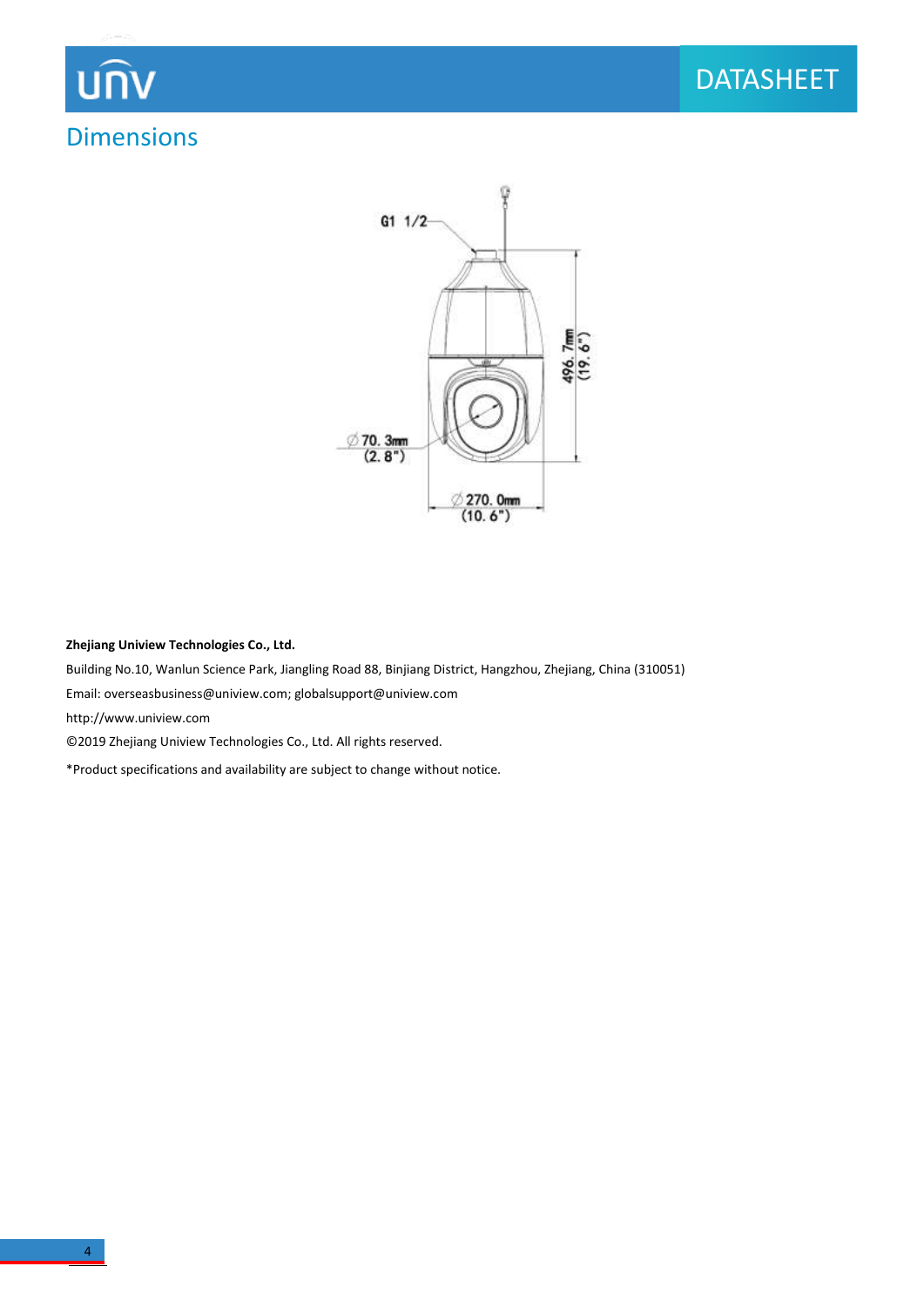## Dimensions

G1 1/2

496.7mm
(19.6")

Ø70.3mm
(2.8")

Ø270.0mm
(10.6")

**Zhejiang Uniview Technologies Co., Ltd.**

Building No.10, Wanlun Science Park, Jiangling Road 88, Binjiang District, Hangzhou, Zhejiang, China (310051)

Email: overseasbusiness@uniview.com; globalsupport@uniview.com

http://www.uniview.com

©2019 Zhejiang Uniview Technologies Co., Ltd. All rights reserved.

*Product specifications and availability are subject to change without notice.